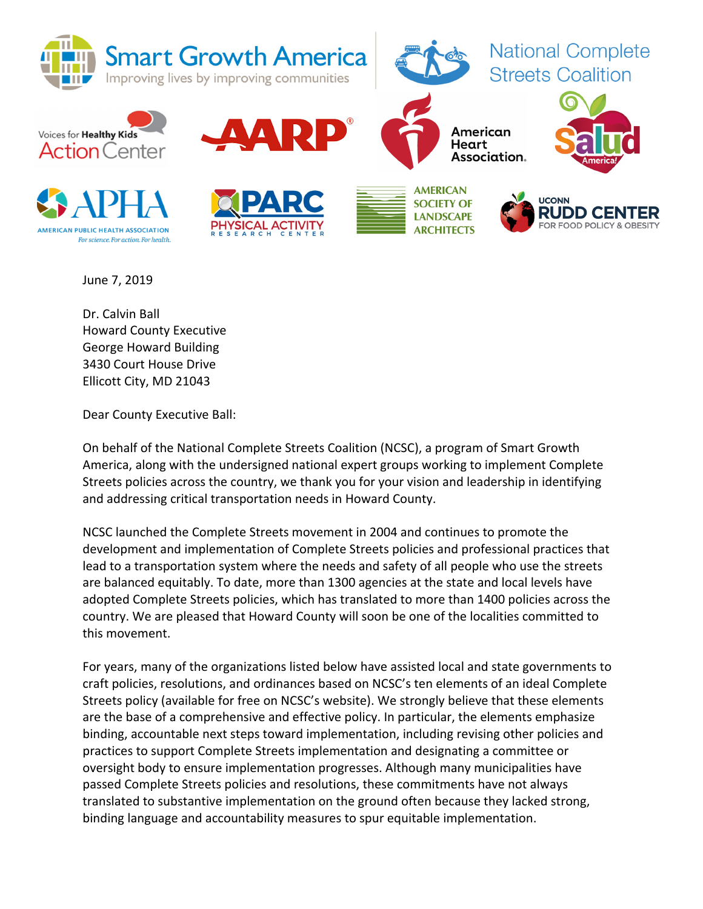Smart Growth America — Improving lives by improving communities

National Complete Streets Coalition

Voices for Healthy Kids Action Center | AARP | American Heart Association | Salud America!

APHA — American Public Health Association — For science. For action. For health. | PARC Physical Activity Research Center | American Society of Landscape Architects | UConn Rudd Center for Food Policy & Obesity

June 7, 2019

Dr. Calvin Ball
Howard County Executive
George Howard Building
3430 Court House Drive
Ellicott City, MD 21043

Dear County Executive Ball:

On behalf of the National Complete Streets Coalition (NCSC), a program of Smart Growth America, along with the undersigned national expert groups working to implement Complete Streets policies across the country, we thank you for your vision and leadership in identifying and addressing critical transportation needs in Howard County.

NCSC launched the Complete Streets movement in 2004 and continues to promote the development and implementation of Complete Streets policies and professional practices that lead to a transportation system where the needs and safety of all people who use the streets are balanced equitably. To date, more than 1300 agencies at the state and local levels have adopted Complete Streets policies, which has translated to more than 1400 policies across the country. We are pleased that Howard County will soon be one of the localities committed to this movement.

For years, many of the organizations listed below have assisted local and state governments to craft policies, resolutions, and ordinances based on NCSC's ten elements of an ideal Complete Streets policy (available for free on NCSC's website). We strongly believe that these elements are the base of a comprehensive and effective policy. In particular, the elements emphasize binding, accountable next steps toward implementation, including revising other policies and practices to support Complete Streets implementation and designating a committee or oversight body to ensure implementation progresses. Although many municipalities have passed Complete Streets policies and resolutions, these commitments have not always translated to substantive implementation on the ground often because they lacked strong, binding language and accountability measures to spur equitable implementation.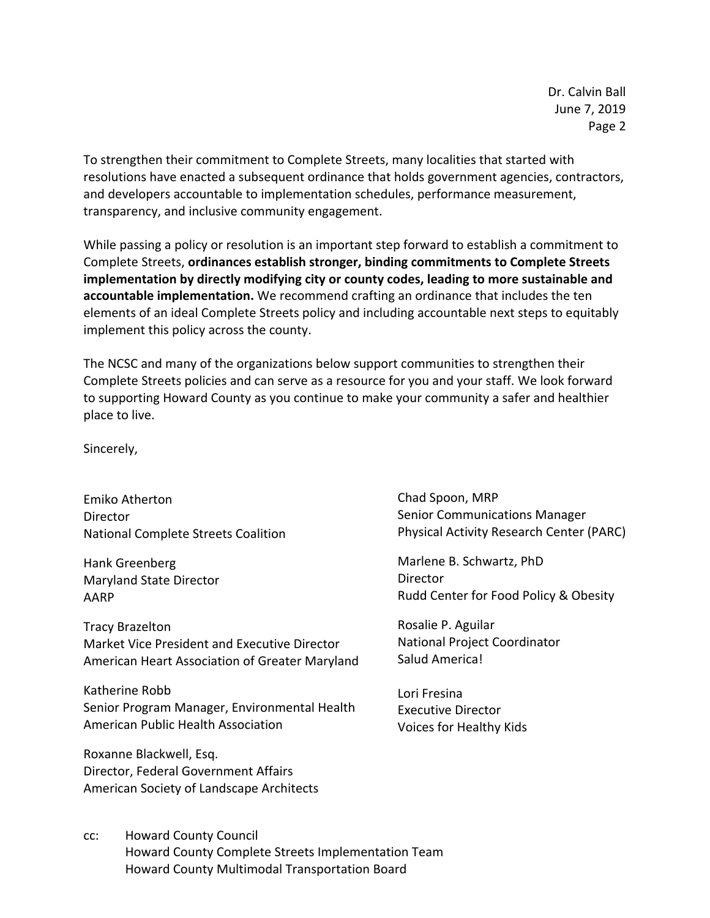To strengthen their commitment to Complete Streets, many localities that started with resolutions have enacted a subsequent ordinance that holds government agencies, contractors, and developers accountable to implementation schedules, performance measurement, transparency, and inclusive community engagement.

While passing a policy or resolution is an important step forward to establish a commitment to Complete Streets, **ordinances establish stronger, binding commitments to Complete Streets implementation by directly modifying city or county codes, leading to more sustainable and accountable implementation.** We recommend crafting an ordinance that includes the ten elements of an ideal Complete Streets policy and including accountable next steps to equitably implement this policy across the county.

The NCSC and many of the organizations below support communities to strengthen their Complete Streets policies and can serve as a resource for you and your staff. We look forward to supporting Howard County as you continue to make your community a safer and healthier place to live.

Sincerely,

Emiko Atherton
Director
National Complete Streets Coalition

Hank Greenberg
Maryland State Director
AARP

Tracy Brazelton
Market Vice President and Executive Director
American Heart Association of Greater Maryland

Katherine Robb
Senior Program Manager, Environmental Health
American Public Health Association

Roxanne Blackwell, Esq.
Director, Federal Government Affairs
American Society of Landscape Architects

Chad Spoon, MRP
Senior Communications Manager
Physical Activity Research Center (PARC)

Marlene B. Schwartz, PhD
Director
Rudd Center for Food Policy & Obesity

Rosalie P. Aguilar
National Project Coordinator
Salud America!

Lori Fresina
Executive Director
Voices for Healthy Kids

cc: Howard County Council
Howard County Complete Streets Implementation Team
Howard County Multimodal Transportation Board